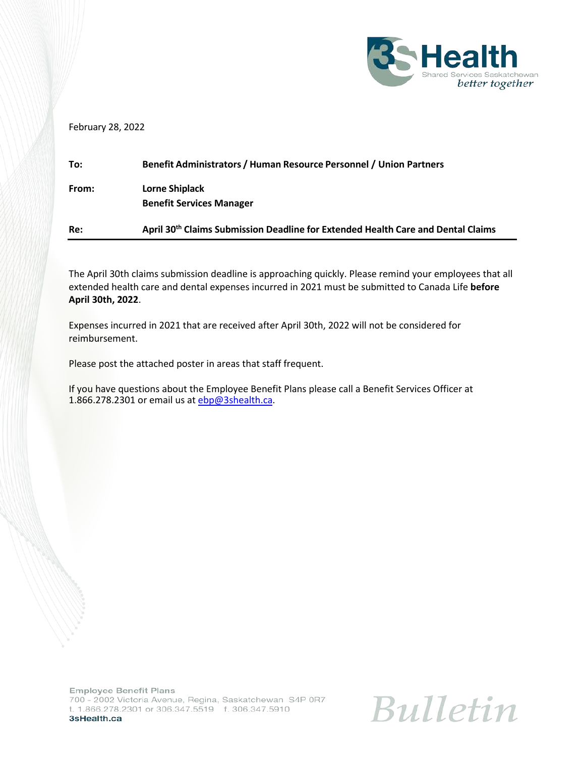February 28, 2022

| | |
|---|---|
| **To:** | **Benefit Administrators / Human Resource Personnel / Union Partners** |
| **From:** | **Lorne Shiplack**<br>**Benefit Services Manager** |
| **Re:** | **April 30th Claims Submission Deadline for Extended Health Care and Dental Claims** |

The April 30th claims submission deadline is approaching quickly. Please remind your employees that all extended health care and dental expenses incurred in 2021 must be submitted to Canada Life **before April 30th, 2022**.

Expenses incurred in 2021 that are received after April 30th, 2022 will not be considered for reimbursement.

Please post the attached poster in areas that staff frequent.

If you have questions about the Employee Benefit Plans please call a Benefit Services Officer at 1.866.278.2301 or email us at ebp@3shealth.ca.

**Employee Benefit Plans**
700 - 2002 Victoria Avenue, Regina, Saskatchewan S4P 0R7
t. 1.866.278.2301 or 306.347.5519 f. 306.347.5910
**3sHealth.ca**

*Bulletin*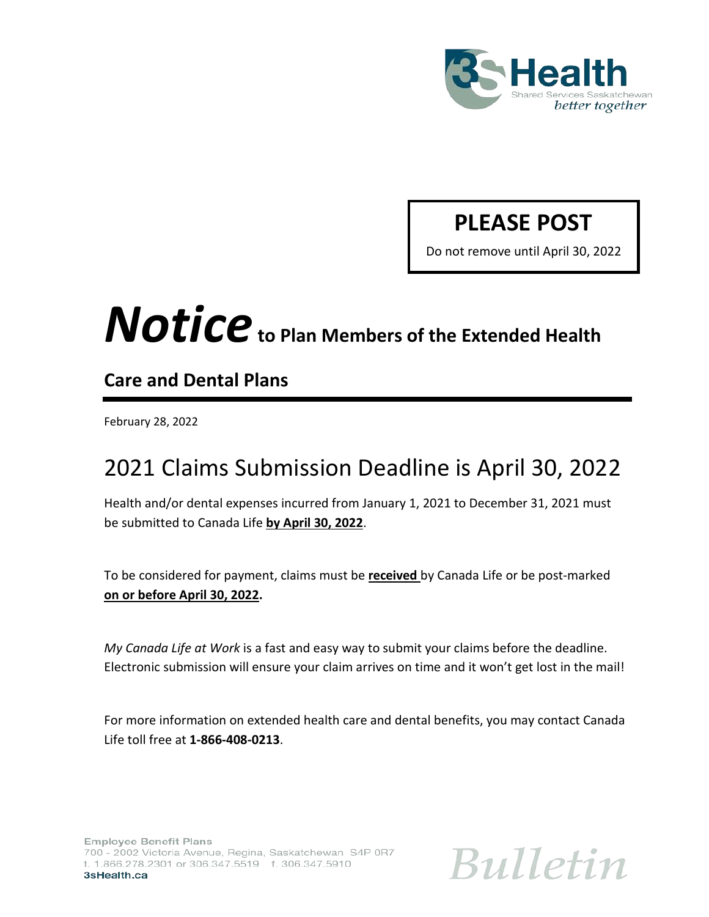**PLEASE POST**

Do not remove until April 30, 2022

# *Notice* to Plan Members of the Extended Health Care and Dental Plans

February 28, 2022

## 2021 Claims Submission Deadline is April 30, 2022

Health and/or dental expenses incurred from January 1, 2021 to December 31, 2021 must be submitted to Canada Life **by April 30, 2022**.

To be considered for payment, claims must be **received** by Canada Life or be post-marked **on or before April 30, 2022.**

*My Canada Life at Work* is a fast and easy way to submit your claims before the deadline. Electronic submission will ensure your claim arrives on time and it won't get lost in the mail!

For more information on extended health care and dental benefits, you may contact Canada Life toll free at **1-866-408-0213**.

**Employee Benefit Plans**
700 - 2002 Victoria Avenue, Regina, Saskatchewan S4P 0R7
t. 1.866.278.2301 or 306.347.5519 f. 306.347.5910
**3sHealth.ca**

*Bulletin*